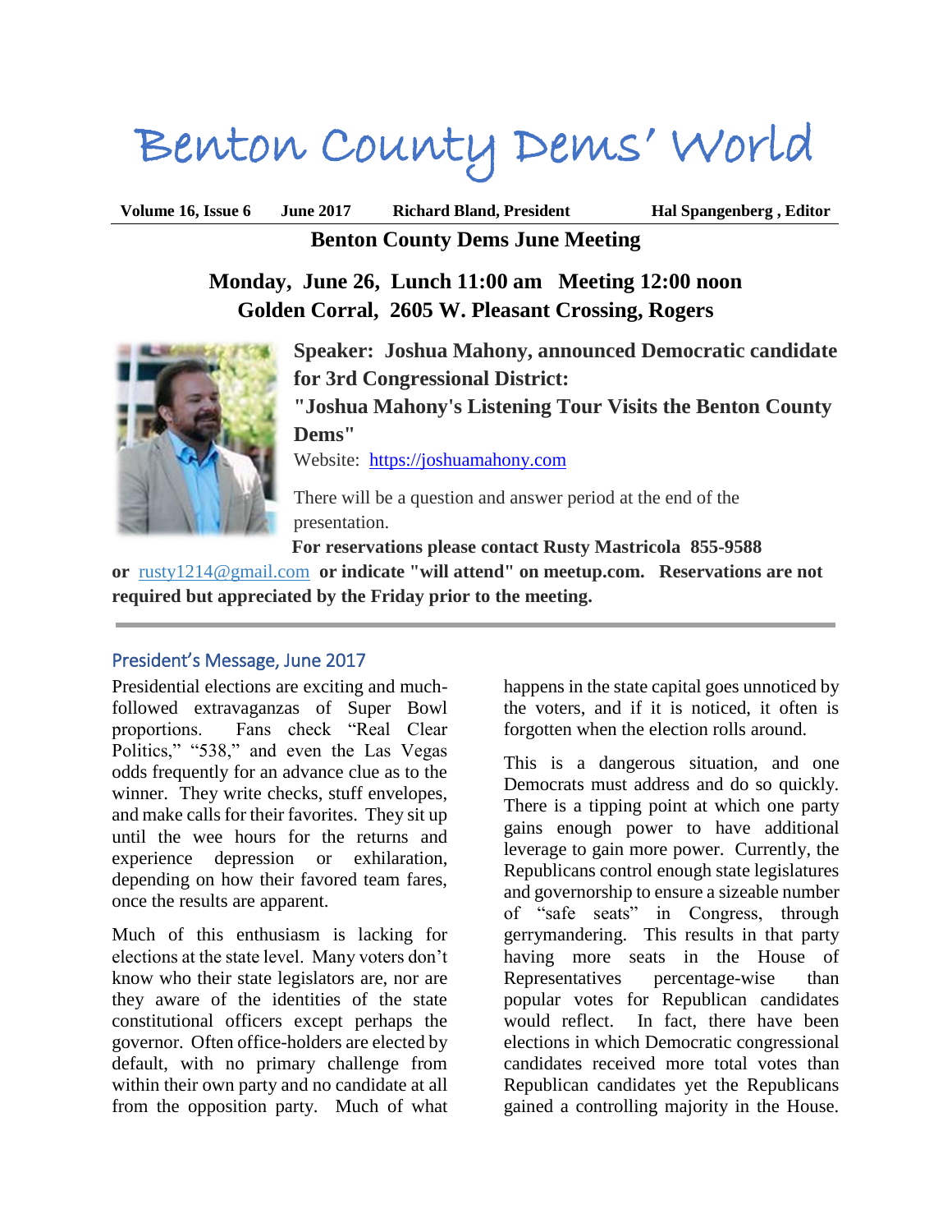# Benton County Dems' World

**Volume 16, Issue 6 June 2017 Richard Bland, President Hal Spangenberg , Editor**

## Benton County Dems June Meeting

**Monday, June 26, Lunch 11:00 am Meeting 12:00 noon**
**Golden Corral, 2605 W. Pleasant Crossing, Rogers**

**Speaker: Joshua Mahony, announced Democratic candidate for 3rd Congressional District:**
**"Joshua Mahony's Listening Tour Visits the Benton County Dems"**

Website: https://joshuamahony.com

There will be a question and answer period at the end of the presentation.

**For reservations please contact Rusty Mastricola 855-9588 or** rusty1214@gmail.com **or indicate "will attend" on meetup.com. Reservations are not required but appreciated by the Friday prior to the meeting.**

---

## President's Message, June 2017

Presidential elections are exciting and much-followed extravaganzas of Super Bowl proportions. Fans check "Real Clear Politics," "538," and even the Las Vegas odds frequently for an advance clue as to the winner. They write checks, stuff envelopes, and make calls for their favorites. They sit up until the wee hours for the returns and experience depression or exhilaration, depending on how their favored team fares, once the results are apparent.

Much of this enthusiasm is lacking for elections at the state level. Many voters don't know who their state legislators are, nor are they aware of the identities of the state constitutional officers except perhaps the governor. Often office-holders are elected by default, with no primary challenge from within their own party and no candidate at all from the opposition party. Much of what happens in the state capital goes unnoticed by the voters, and if it is noticed, it often is forgotten when the election rolls around.

This is a dangerous situation, and one Democrats must address and do so quickly. There is a tipping point at which one party gains enough power to have additional leverage to gain more power. Currently, the Republicans control enough state legislatures and governorship to ensure a sizeable number of "safe seats" in Congress, through gerrymandering. This results in that party having more seats in the House of Representatives percentage-wise than popular votes for Republican candidates would reflect. In fact, there have been elections in which Democratic congressional candidates received more total votes than Republican candidates yet the Republicans gained a controlling majority in the House.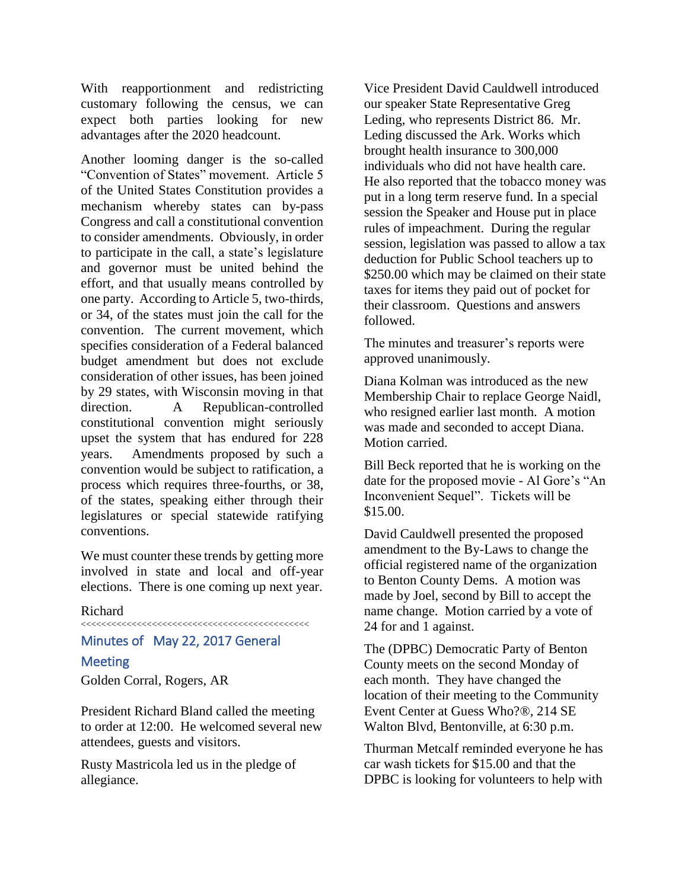With reapportionment and redistricting customary following the census, we can expect both parties looking for new advantages after the 2020 headcount.

Another looming danger is the so-called "Convention of States" movement. Article 5 of the United States Constitution provides a mechanism whereby states can by-pass Congress and call a constitutional convention to consider amendments. Obviously, in order to participate in the call, a state's legislature and governor must be united behind the effort, and that usually means controlled by one party. According to Article 5, two-thirds, or 34, of the states must join the call for the convention. The current movement, which specifies consideration of a Federal balanced budget amendment but does not exclude consideration of other issues, has been joined by 29 states, with Wisconsin moving in that direction. A Republican-controlled constitutional convention might seriously upset the system that has endured for 228 years. Amendments proposed by such a convention would be subject to ratification, a process which requires three-fourths, or 38, of the states, speaking either through their legislatures or special statewide ratifying conventions.

We must counter these trends by getting more involved in state and local and off-year elections. There is one coming up next year.

Richard

<<<<<<<<<<<<<<<<<<<<<<<<<<<<<<<<<<<<<<<<<<<<<

## Minutes of May 22, 2017 General Meeting

Golden Corral, Rogers, AR

President Richard Bland called the meeting to order at 12:00. He welcomed several new attendees, guests and visitors.

Rusty Mastricola led us in the pledge of allegiance.

Vice President David Cauldwell introduced our speaker State Representative Greg Leding, who represents District 86. Mr. Leding discussed the Ark. Works which brought health insurance to 300,000 individuals who did not have health care. He also reported that the tobacco money was put in a long term reserve fund. In a special session the Speaker and House put in place rules of impeachment. During the regular session, legislation was passed to allow a tax deduction for Public School teachers up to $250.00 which may be claimed on their state taxes for items they paid out of pocket for their classroom. Questions and answers followed.

The minutes and treasurer's reports were approved unanimously.

Diana Kolman was introduced as the new Membership Chair to replace George Naidl, who resigned earlier last month. A motion was made and seconded to accept Diana. Motion carried.

Bill Beck reported that he is working on the date for the proposed movie - Al Gore's "An Inconvenient Sequel". Tickets will be $15.00.

David Cauldwell presented the proposed amendment to the By-Laws to change the official registered name of the organization to Benton County Dems. A motion was made by Joel, second by Bill to accept the name change. Motion carried by a vote of 24 for and 1 against.

The (DPBC) Democratic Party of Benton County meets on the second Monday of each month. They have changed the location of their meeting to the Community Event Center at Guess Who?®, 214 SE Walton Blvd, Bentonville, at 6:30 p.m.

Thurman Metcalf reminded everyone he has car wash tickets for $15.00 and that the DPBC is looking for volunteers to help with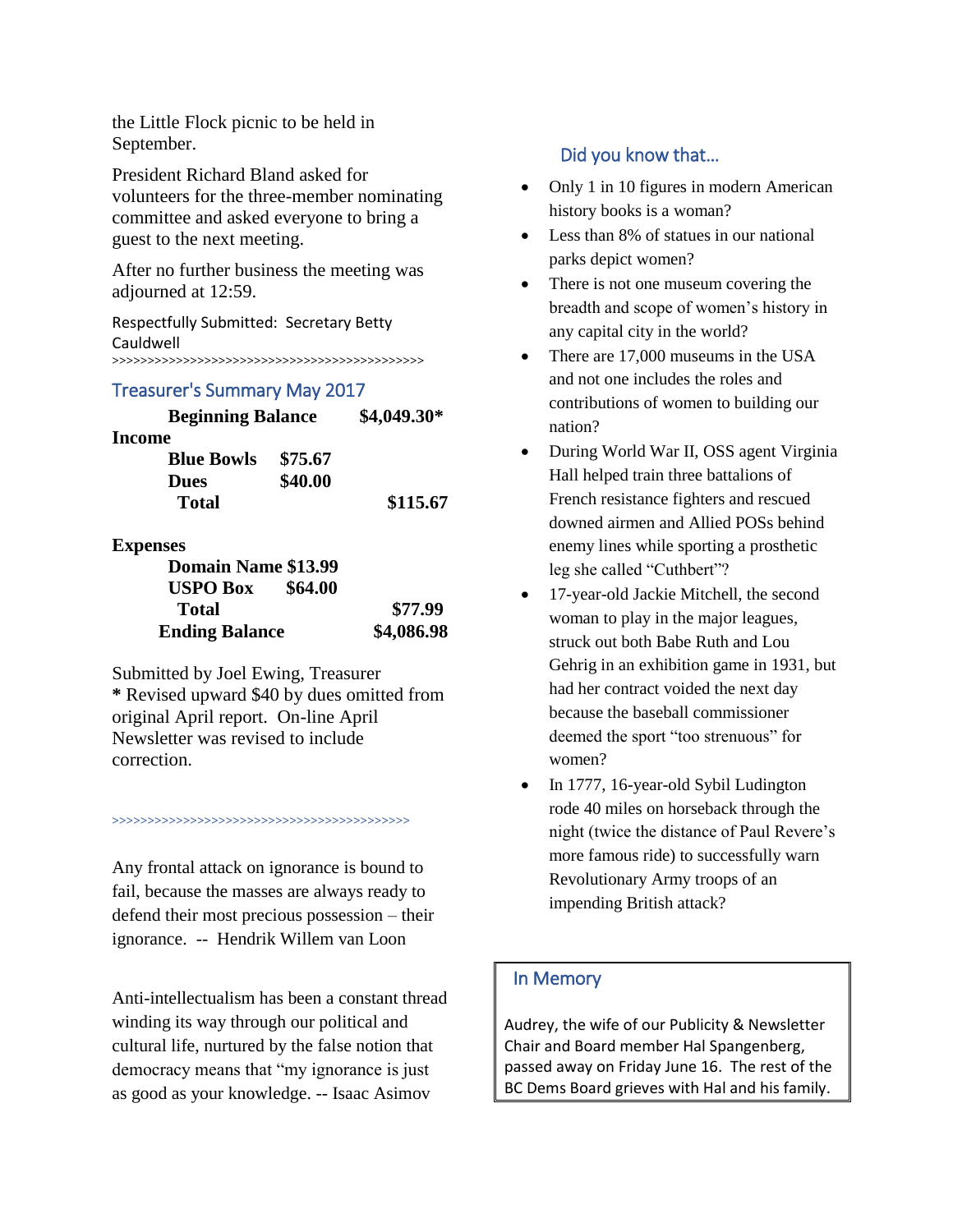the Little Flock picnic to be held in September.

President Richard Bland asked for volunteers for the three-member nominating committee and asked everyone to bring a guest to the next meeting.

After no further business the meeting was adjourned at 12:59.

Respectfully Submitted: Secretary Betty Cauldwell

>>>>>>>>>>>>>>>>>>>>>>>>>>>>>>>>>>>>>>>>>>>>

## Treasurer's Summary May 2017

| | | |
|---|---|---|
| **Beginning Balance** | | **$4,049.30*** |
| **Income** | | |
| **Blue Bowls** | **$75.67** | |
| **Dues** | **$40.00** | |
| **Total** | | **$115.67** |
| **Expenses** | | |
| **Domain Name** | **$13.99** | |
| **USPO Box** | **$64.00** | |
| **Total** | | **$77.99** |
| **Ending Balance** | | **$4,086.98** |

Submitted by Joel Ewing, Treasurer
**\*** Revised upward $40 by dues omitted from original April report. On-line April Newsletter was revised to include correction.

>>>>>>>>>>>>>>>>>>>>>>>>>>>>>>>>>>>>>>>>>>>>

Any frontal attack on ignorance is bound to fail, because the masses are always ready to defend their most precious possession – their ignorance. -- Hendrik Willem van Loon

Anti-intellectualism has been a constant thread winding its way through our political and cultural life, nurtured by the false notion that democracy means that "my ignorance is just as good as your knowledge. -- Isaac Asimov

## Did you know that…

- Only 1 in 10 figures in modern American history books is a woman?
- Less than 8% of statues in our national parks depict women?
- There is not one museum covering the breadth and scope of women's history in any capital city in the world?
- There are 17,000 museums in the USA and not one includes the roles and contributions of women to building our nation?
- During World War II, OSS agent Virginia Hall helped train three battalions of French resistance fighters and rescued downed airmen and Allied POSs behind enemy lines while sporting a prosthetic leg she called "Cuthbert"?
- 17-year-old Jackie Mitchell, the second woman to play in the major leagues, struck out both Babe Ruth and Lou Gehrig in an exhibition game in 1931, but had her contract voided the next day because the baseball commissioner deemed the sport "too strenuous" for women?
- In 1777, 16-year-old Sybil Ludington rode 40 miles on horseback through the night (twice the distance of Paul Revere's more famous ride) to successfully warn Revolutionary Army troops of an impending British attack?

## In Memory

Audrey, the wife of our Publicity & Newsletter Chair and Board member Hal Spangenberg, passed away on Friday June 16. The rest of the BC Dems Board grieves with Hal and his family.